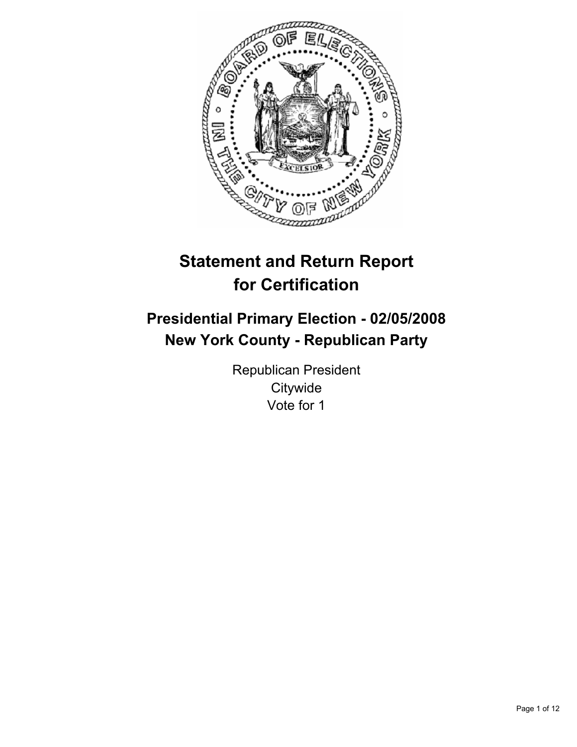# Statement and Return Report for Certification

## Presidential Primary Election - 02/05/2008
## New York County - Republican Party

Republican President
Citywide
Vote for 1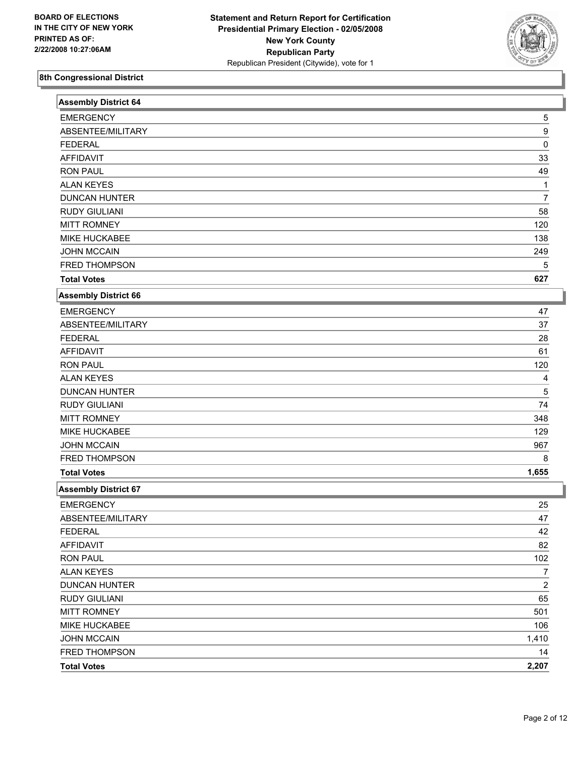BOARD OF ELECTIONS
IN THE CITY OF NEW YORK
PRINTED AS OF:
2/22/2008 10:27:06AM

**Statement and Return Report for Certification**
**Presidential Primary Election - 02/05/2008**
**New York County**
**Republican Party**
Republican President (Citywide), vote for 1

## 8th Congressional District

### Assembly District 64

| | |
|---|---|
| EMERGENCY | 5 |
| ABSENTEE/MILITARY | 9 |
| FEDERAL | 0 |
| AFFIDAVIT | 33 |
| RON PAUL | 49 |
| ALAN KEYES | 1 |
| DUNCAN HUNTER | 7 |
| RUDY GIULIANI | 58 |
| MITT ROMNEY | 120 |
| MIKE HUCKABEE | 138 |
| JOHN MCCAIN | 249 |
| FRED THOMPSON | 5 |
| **Total Votes** | **627** |

### Assembly District 66

| | |
|---|---|
| EMERGENCY | 47 |
| ABSENTEE/MILITARY | 37 |
| FEDERAL | 28 |
| AFFIDAVIT | 61 |
| RON PAUL | 120 |
| ALAN KEYES | 4 |
| DUNCAN HUNTER | 5 |
| RUDY GIULIANI | 74 |
| MITT ROMNEY | 348 |
| MIKE HUCKABEE | 129 |
| JOHN MCCAIN | 967 |
| FRED THOMPSON | 8 |
| **Total Votes** | **1,655** |

### Assembly District 67

| | |
|---|---|
| EMERGENCY | 25 |
| ABSENTEE/MILITARY | 47 |
| FEDERAL | 42 |
| AFFIDAVIT | 82 |
| RON PAUL | 102 |
| ALAN KEYES | 7 |
| DUNCAN HUNTER | 2 |
| RUDY GIULIANI | 65 |
| MITT ROMNEY | 501 |
| MIKE HUCKABEE | 106 |
| JOHN MCCAIN | 1,410 |
| FRED THOMPSON | 14 |
| **Total Votes** | **2,207** |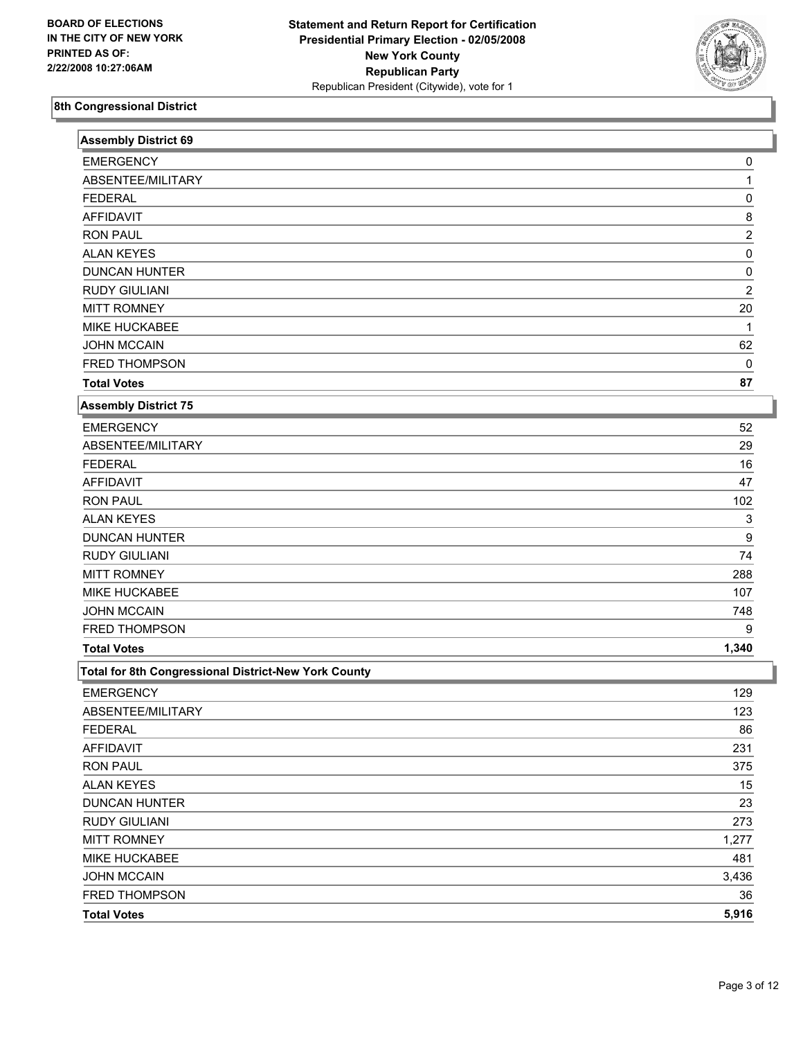**BOARD OF ELECTIONS IN THE CITY OF NEW YORK PRINTED AS OF: 2/22/2008 10:27:06AM**

**Statement and Return Report for Certification**
**Presidential Primary Election - 02/05/2008**
**New York County**
**Republican Party**
Republican President (Citywide), vote for 1

## 8th Congressional District

### Assembly District 69

| | |
|---|---|
| EMERGENCY | 0 |
| ABSENTEE/MILITARY | 1 |
| FEDERAL | 0 |
| AFFIDAVIT | 8 |
| RON PAUL | 2 |
| ALAN KEYES | 0 |
| DUNCAN HUNTER | 0 |
| RUDY GIULIANI | 2 |
| MITT ROMNEY | 20 |
| MIKE HUCKABEE | 1 |
| JOHN MCCAIN | 62 |
| FRED THOMPSON | 0 |
| **Total Votes** | **87** |

### Assembly District 75

| | |
|---|---|
| EMERGENCY | 52 |
| ABSENTEE/MILITARY | 29 |
| FEDERAL | 16 |
| AFFIDAVIT | 47 |
| RON PAUL | 102 |
| ALAN KEYES | 3 |
| DUNCAN HUNTER | 9 |
| RUDY GIULIANI | 74 |
| MITT ROMNEY | 288 |
| MIKE HUCKABEE | 107 |
| JOHN MCCAIN | 748 |
| FRED THOMPSON | 9 |
| **Total Votes** | **1,340** |

### Total for 8th Congressional District-New York County

| | |
|---|---|
| EMERGENCY | 129 |
| ABSENTEE/MILITARY | 123 |
| FEDERAL | 86 |
| AFFIDAVIT | 231 |
| RON PAUL | 375 |
| ALAN KEYES | 15 |
| DUNCAN HUNTER | 23 |
| RUDY GIULIANI | 273 |
| MITT ROMNEY | 1,277 |
| MIKE HUCKABEE | 481 |
| JOHN MCCAIN | 3,436 |
| FRED THOMPSON | 36 |
| **Total Votes** | **5,916** |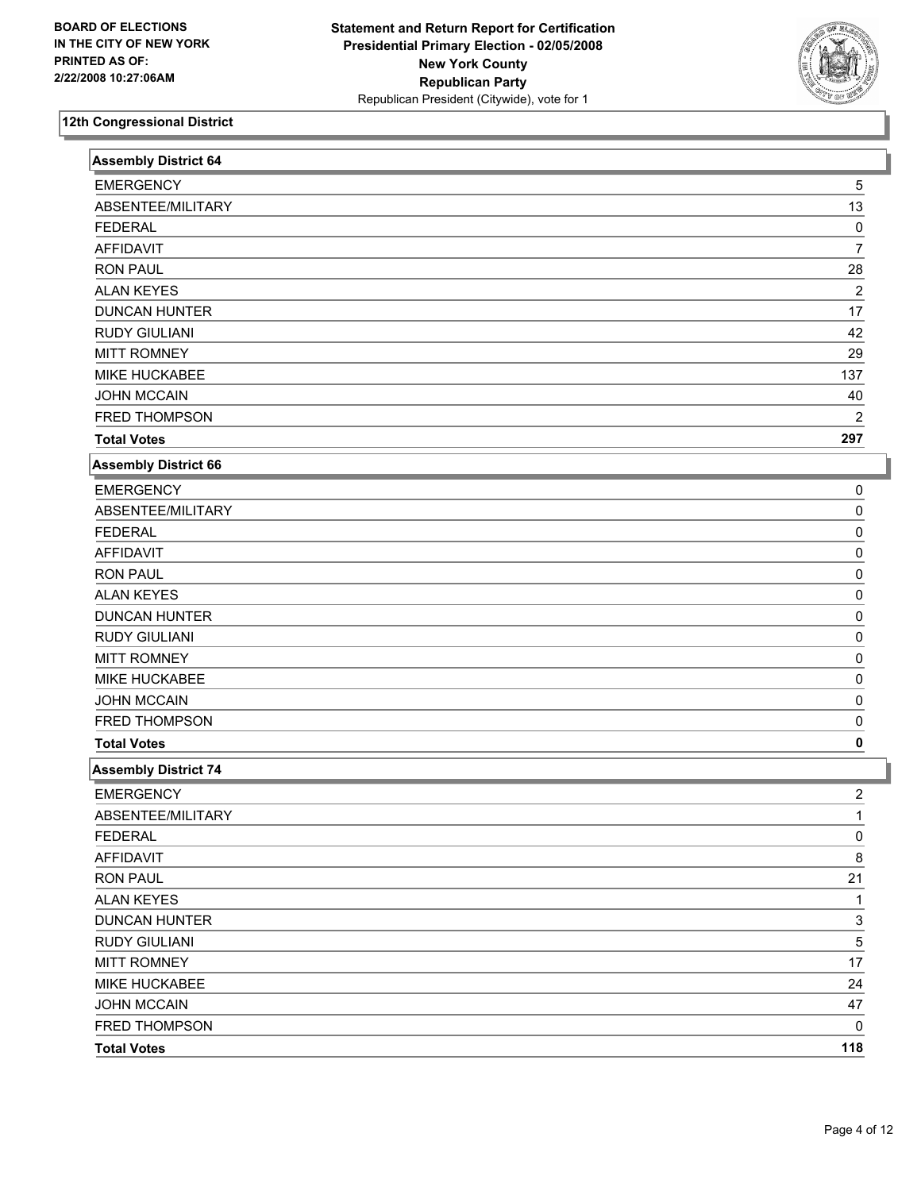**BOARD OF ELECTIONS IN THE CITY OF NEW YORK PRINTED AS OF: 2/22/2008 10:27:06AM**

**Statement and Return Report for Certification Presidential Primary Election - 02/05/2008 New York County Republican Party**
Republican President (Citywide), vote for 1

## 12th Congressional District

### Assembly District 64

| | |
|---|---|
| EMERGENCY | 5 |
| ABSENTEE/MILITARY | 13 |
| FEDERAL | 0 |
| AFFIDAVIT | 7 |
| RON PAUL | 28 |
| ALAN KEYES | 2 |
| DUNCAN HUNTER | 17 |
| RUDY GIULIANI | 42 |
| MITT ROMNEY | 29 |
| MIKE HUCKABEE | 137 |
| JOHN MCCAIN | 40 |
| FRED THOMPSON | 2 |
| **Total Votes** | **297** |

### Assembly District 66

| | |
|---|---|
| EMERGENCY | 0 |
| ABSENTEE/MILITARY | 0 |
| FEDERAL | 0 |
| AFFIDAVIT | 0 |
| RON PAUL | 0 |
| ALAN KEYES | 0 |
| DUNCAN HUNTER | 0 |
| RUDY GIULIANI | 0 |
| MITT ROMNEY | 0 |
| MIKE HUCKABEE | 0 |
| JOHN MCCAIN | 0 |
| FRED THOMPSON | 0 |
| **Total Votes** | **0** |

### Assembly District 74

| | |
|---|---|
| EMERGENCY | 2 |
| ABSENTEE/MILITARY | 1 |
| FEDERAL | 0 |
| AFFIDAVIT | 8 |
| RON PAUL | 21 |
| ALAN KEYES | 1 |
| DUNCAN HUNTER | 3 |
| RUDY GIULIANI | 5 |
| MITT ROMNEY | 17 |
| MIKE HUCKABEE | 24 |
| JOHN MCCAIN | 47 |
| FRED THOMPSON | 0 |
| **Total Votes** | **118** |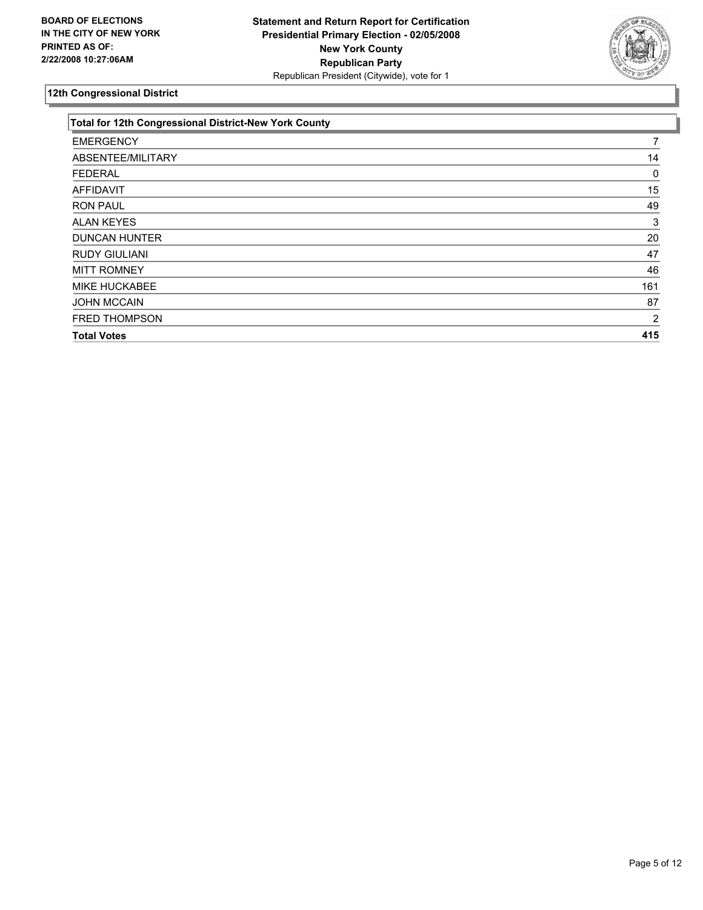**BOARD OF ELECTIONS IN THE CITY OF NEW YORK PRINTED AS OF: 2/22/2008 10:27:06AM**

**Statement and Return Report for Certification**
**Presidential Primary Election - 02/05/2008**
**New York County**
**Republican Party**
Republican President (Citywide), vote for 1

## 12th Congressional District

| Total for 12th Congressional District-New York County | |
|---|---|
| EMERGENCY | 7 |
| ABSENTEE/MILITARY | 14 |
| FEDERAL | 0 |
| AFFIDAVIT | 15 |
| RON PAUL | 49 |
| ALAN KEYES | 3 |
| DUNCAN HUNTER | 20 |
| RUDY GIULIANI | 47 |
| MITT ROMNEY | 46 |
| MIKE HUCKABEE | 161 |
| JOHN MCCAIN | 87 |
| FRED THOMPSON | 2 |
| **Total Votes** | **415** |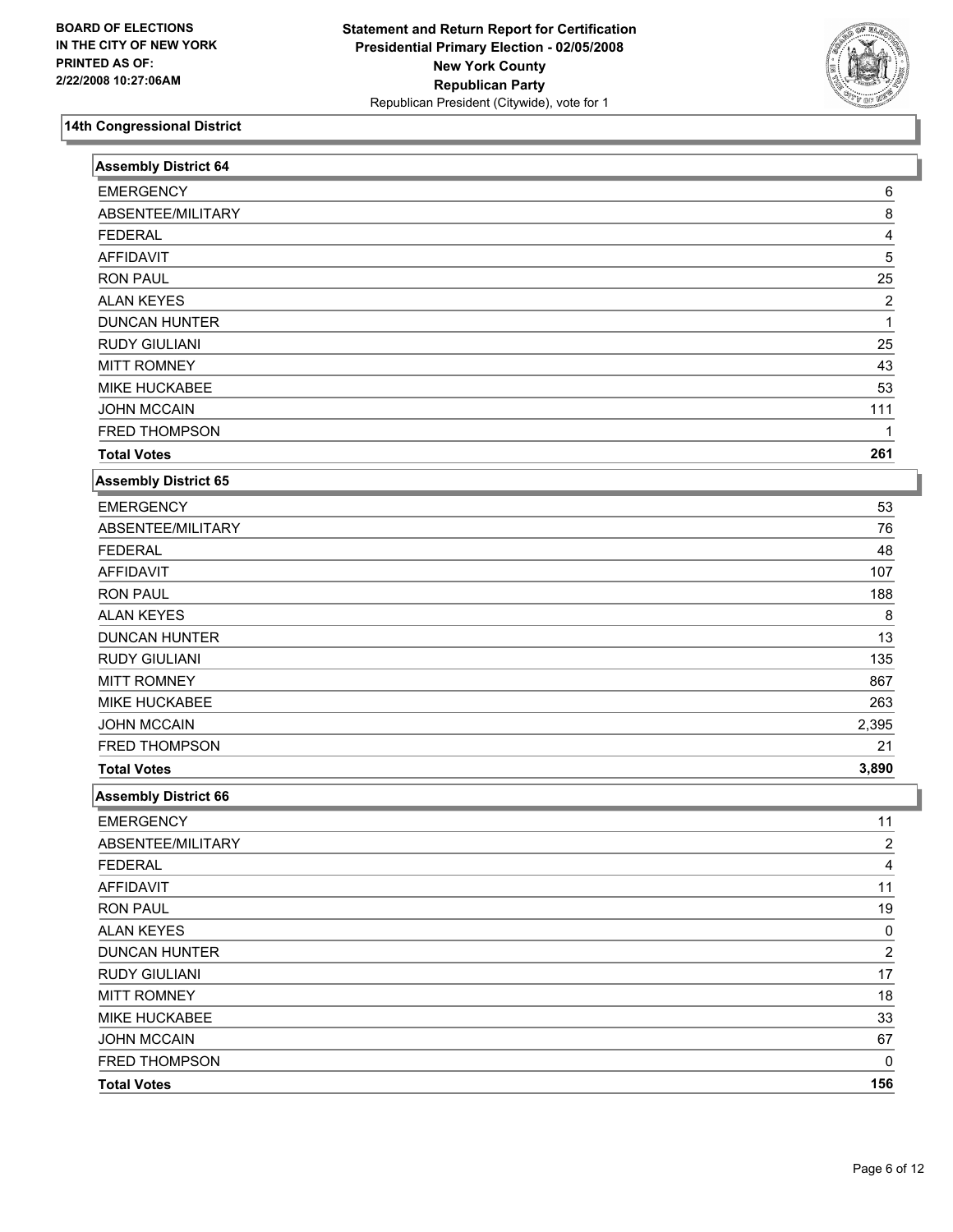**BOARD OF ELECTIONS IN THE CITY OF NEW YORK**
**PRINTED AS OF:**
**2/22/2008 10:27:06AM**

**Statement and Return Report for Certification**
**Presidential Primary Election - 02/05/2008**
**New York County**
**Republican Party**
Republican President (Citywide), vote for 1

## 14th Congressional District

### Assembly District 64

| | |
|---|---|
| EMERGENCY | 6 |
| ABSENTEE/MILITARY | 8 |
| FEDERAL | 4 |
| AFFIDAVIT | 5 |
| RON PAUL | 25 |
| ALAN KEYES | 2 |
| DUNCAN HUNTER | 1 |
| RUDY GIULIANI | 25 |
| MITT ROMNEY | 43 |
| MIKE HUCKABEE | 53 |
| JOHN MCCAIN | 111 |
| FRED THOMPSON | 1 |
| **Total Votes** | **261** |

### Assembly District 65

| | |
|---|---|
| EMERGENCY | 53 |
| ABSENTEE/MILITARY | 76 |
| FEDERAL | 48 |
| AFFIDAVIT | 107 |
| RON PAUL | 188 |
| ALAN KEYES | 8 |
| DUNCAN HUNTER | 13 |
| RUDY GIULIANI | 135 |
| MITT ROMNEY | 867 |
| MIKE HUCKABEE | 263 |
| JOHN MCCAIN | 2,395 |
| FRED THOMPSON | 21 |
| **Total Votes** | **3,890** |

### Assembly District 66

| | |
|---|---|
| EMERGENCY | 11 |
| ABSENTEE/MILITARY | 2 |
| FEDERAL | 4 |
| AFFIDAVIT | 11 |
| RON PAUL | 19 |
| ALAN KEYES | 0 |
| DUNCAN HUNTER | 2 |
| RUDY GIULIANI | 17 |
| MITT ROMNEY | 18 |
| MIKE HUCKABEE | 33 |
| JOHN MCCAIN | 67 |
| FRED THOMPSON | 0 |
| **Total Votes** | **156** |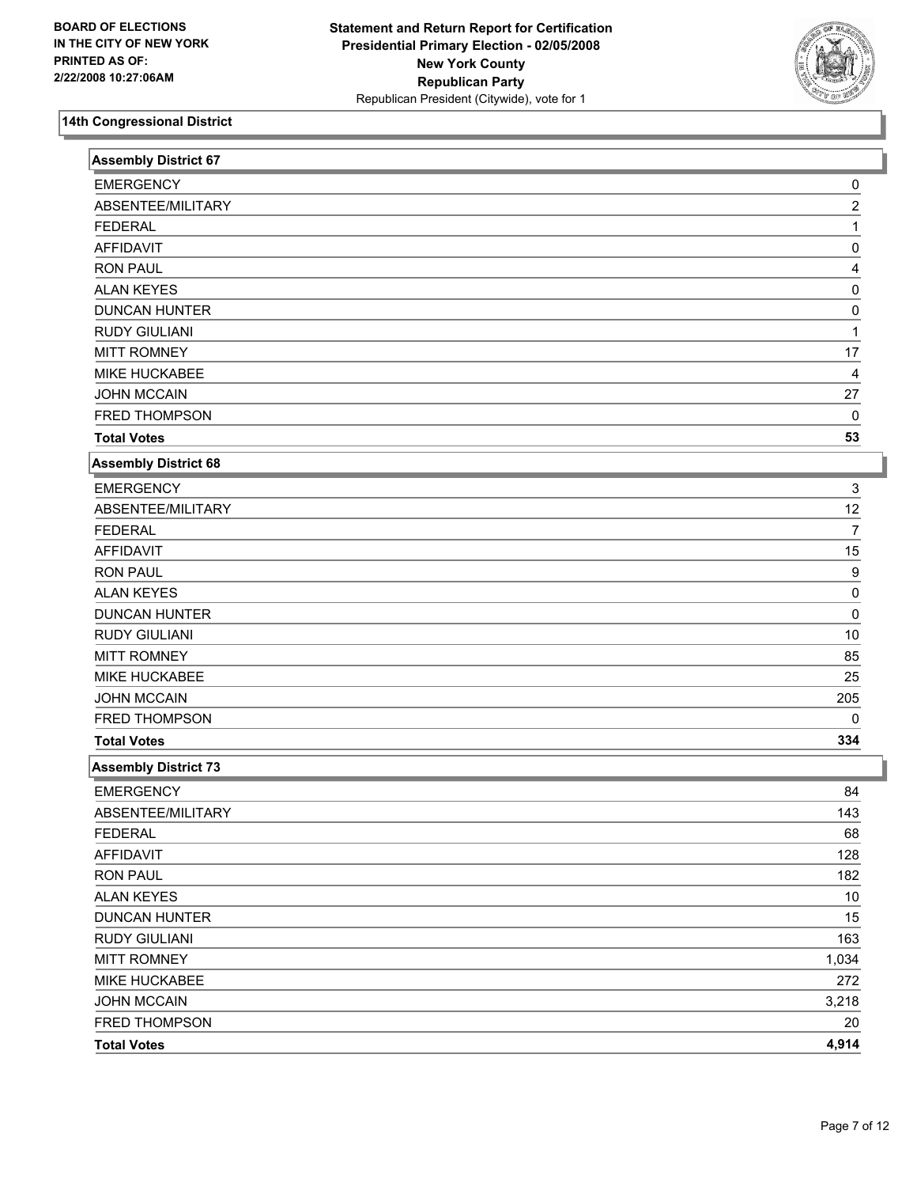BOARD OF ELECTIONS
IN THE CITY OF NEW YORK
PRINTED AS OF:
2/22/2008 10:27:06AM

**Statement and Return Report for Certification**
**Presidential Primary Election - 02/05/2008**
**New York County**
**Republican Party**
Republican President (Citywide), vote for 1

## 14th Congressional District

### Assembly District 67

| | |
|---|---|
| EMERGENCY | 0 |
| ABSENTEE/MILITARY | 2 |
| FEDERAL | 1 |
| AFFIDAVIT | 0 |
| RON PAUL | 4 |
| ALAN KEYES | 0 |
| DUNCAN HUNTER | 0 |
| RUDY GIULIANI | 1 |
| MITT ROMNEY | 17 |
| MIKE HUCKABEE | 4 |
| JOHN MCCAIN | 27 |
| FRED THOMPSON | 0 |
| **Total Votes** | **53** |

### Assembly District 68

| | |
|---|---|
| EMERGENCY | 3 |
| ABSENTEE/MILITARY | 12 |
| FEDERAL | 7 |
| AFFIDAVIT | 15 |
| RON PAUL | 9 |
| ALAN KEYES | 0 |
| DUNCAN HUNTER | 0 |
| RUDY GIULIANI | 10 |
| MITT ROMNEY | 85 |
| MIKE HUCKABEE | 25 |
| JOHN MCCAIN | 205 |
| FRED THOMPSON | 0 |
| **Total Votes** | **334** |

### Assembly District 73

| | |
|---|---|
| EMERGENCY | 84 |
| ABSENTEE/MILITARY | 143 |
| FEDERAL | 68 |
| AFFIDAVIT | 128 |
| RON PAUL | 182 |
| ALAN KEYES | 10 |
| DUNCAN HUNTER | 15 |
| RUDY GIULIANI | 163 |
| MITT ROMNEY | 1,034 |
| MIKE HUCKABEE | 272 |
| JOHN MCCAIN | 3,218 |
| FRED THOMPSON | 20 |
| **Total Votes** | **4,914** |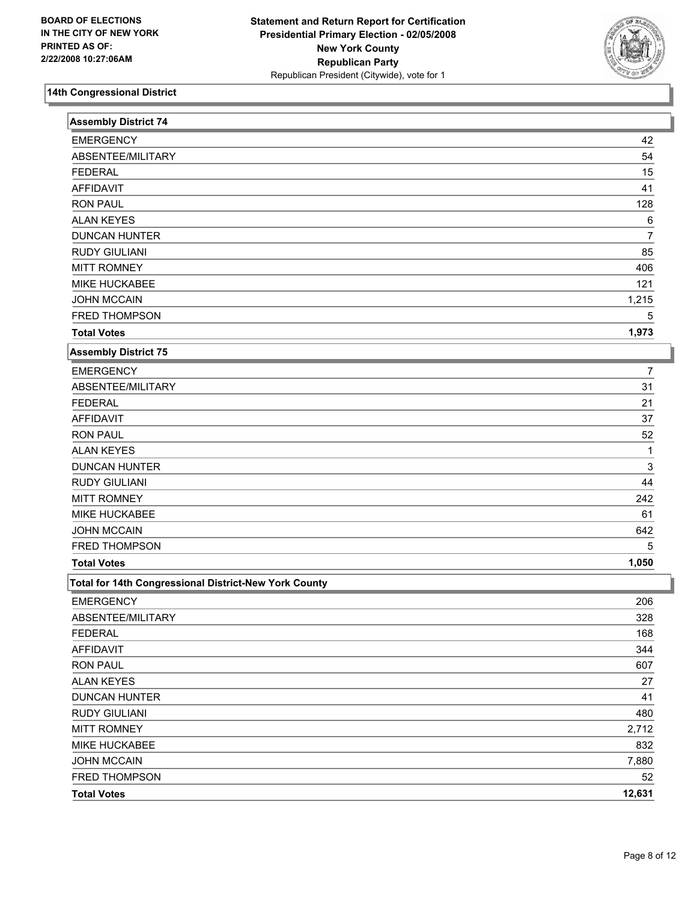**BOARD OF ELECTIONS IN THE CITY OF NEW YORK PRINTED AS OF: 2/22/2008 10:27:06AM**

**Statement and Return Report for Certification**
**Presidential Primary Election - 02/05/2008**
**New York County**
**Republican Party**
Republican President (Citywide), vote for 1

## 14th Congressional District

### Assembly District 74

| | |
|---|---|
| EMERGENCY | 42 |
| ABSENTEE/MILITARY | 54 |
| FEDERAL | 15 |
| AFFIDAVIT | 41 |
| RON PAUL | 128 |
| ALAN KEYES | 6 |
| DUNCAN HUNTER | 7 |
| RUDY GIULIANI | 85 |
| MITT ROMNEY | 406 |
| MIKE HUCKABEE | 121 |
| JOHN MCCAIN | 1,215 |
| FRED THOMPSON | 5 |
| **Total Votes** | **1,973** |

### Assembly District 75

| | |
|---|---|
| EMERGENCY | 7 |
| ABSENTEE/MILITARY | 31 |
| FEDERAL | 21 |
| AFFIDAVIT | 37 |
| RON PAUL | 52 |
| ALAN KEYES | 1 |
| DUNCAN HUNTER | 3 |
| RUDY GIULIANI | 44 |
| MITT ROMNEY | 242 |
| MIKE HUCKABEE | 61 |
| JOHN MCCAIN | 642 |
| FRED THOMPSON | 5 |
| **Total Votes** | **1,050** |

### Total for 14th Congressional District-New York County

| | |
|---|---|
| EMERGENCY | 206 |
| ABSENTEE/MILITARY | 328 |
| FEDERAL | 168 |
| AFFIDAVIT | 344 |
| RON PAUL | 607 |
| ALAN KEYES | 27 |
| DUNCAN HUNTER | 41 |
| RUDY GIULIANI | 480 |
| MITT ROMNEY | 2,712 |
| MIKE HUCKABEE | 832 |
| JOHN MCCAIN | 7,880 |
| FRED THOMPSON | 52 |
| **Total Votes** | **12,631** |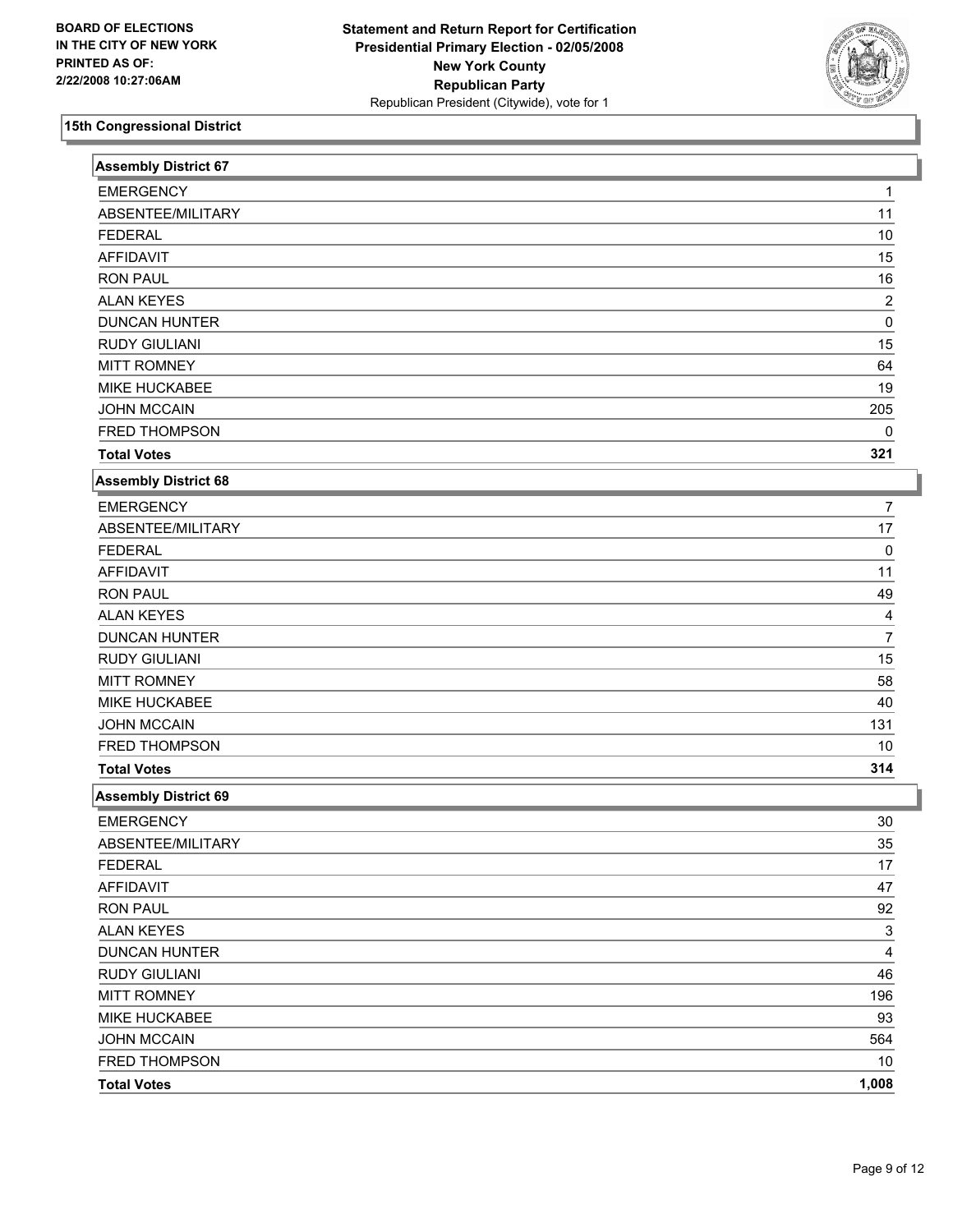BOARD OF ELECTIONS
IN THE CITY OF NEW YORK
PRINTED AS OF:
2/22/2008 10:27:06AM

**Statement and Return Report for Certification**
**Presidential Primary Election - 02/05/2008**
**New York County**
**Republican Party**
Republican President (Citywide), vote for 1

## 15th Congressional District

| Assembly District 67 | |
|---|---|
| EMERGENCY | 1 |
| ABSENTEE/MILITARY | 11 |
| FEDERAL | 10 |
| AFFIDAVIT | 15 |
| RON PAUL | 16 |
| ALAN KEYES | 2 |
| DUNCAN HUNTER | 0 |
| RUDY GIULIANI | 15 |
| MITT ROMNEY | 64 |
| MIKE HUCKABEE | 19 |
| JOHN MCCAIN | 205 |
| FRED THOMPSON | 0 |
| **Total Votes** | **321** |

| Assembly District 68 | |
|---|---|
| EMERGENCY | 7 |
| ABSENTEE/MILITARY | 17 |
| FEDERAL | 0 |
| AFFIDAVIT | 11 |
| RON PAUL | 49 |
| ALAN KEYES | 4 |
| DUNCAN HUNTER | 7 |
| RUDY GIULIANI | 15 |
| MITT ROMNEY | 58 |
| MIKE HUCKABEE | 40 |
| JOHN MCCAIN | 131 |
| FRED THOMPSON | 10 |
| **Total Votes** | **314** |

| Assembly District 69 | |
|---|---|
| EMERGENCY | 30 |
| ABSENTEE/MILITARY | 35 |
| FEDERAL | 17 |
| AFFIDAVIT | 47 |
| RON PAUL | 92 |
| ALAN KEYES | 3 |
| DUNCAN HUNTER | 4 |
| RUDY GIULIANI | 46 |
| MITT ROMNEY | 196 |
| MIKE HUCKABEE | 93 |
| JOHN MCCAIN | 564 |
| FRED THOMPSON | 10 |
| **Total Votes** | **1,008** |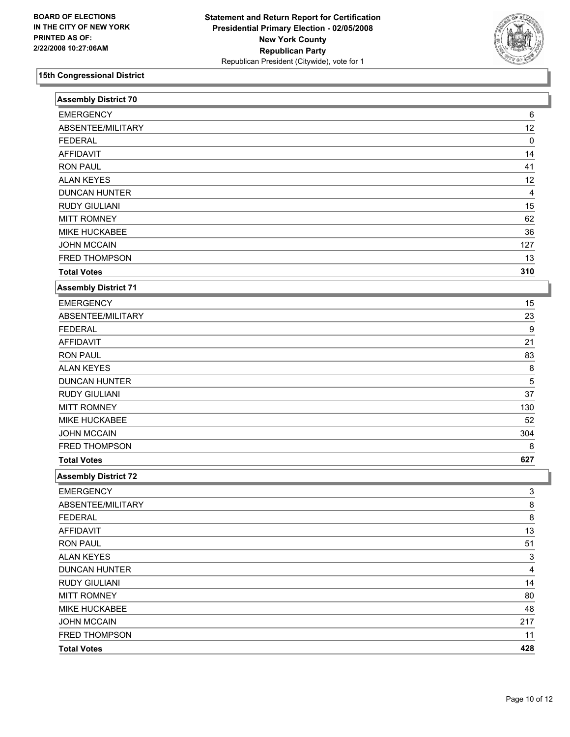BOARD OF ELECTIONS
IN THE CITY OF NEW YORK
PRINTED AS OF:
2/22/2008 10:27:06AM

**Statement and Return Report for Certification**
**Presidential Primary Election - 02/05/2008**
**New York County**
**Republican Party**
Republican President (Citywide), vote for 1

## 15th Congressional District

### Assembly District 70

| | |
|---|---|
| EMERGENCY | 6 |
| ABSENTEE/MILITARY | 12 |
| FEDERAL | 0 |
| AFFIDAVIT | 14 |
| RON PAUL | 41 |
| ALAN KEYES | 12 |
| DUNCAN HUNTER | 4 |
| RUDY GIULIANI | 15 |
| MITT ROMNEY | 62 |
| MIKE HUCKABEE | 36 |
| JOHN MCCAIN | 127 |
| FRED THOMPSON | 13 |
| **Total Votes** | **310** |

### Assembly District 71

| | |
|---|---|
| EMERGENCY | 15 |
| ABSENTEE/MILITARY | 23 |
| FEDERAL | 9 |
| AFFIDAVIT | 21 |
| RON PAUL | 83 |
| ALAN KEYES | 8 |
| DUNCAN HUNTER | 5 |
| RUDY GIULIANI | 37 |
| MITT ROMNEY | 130 |
| MIKE HUCKABEE | 52 |
| JOHN MCCAIN | 304 |
| FRED THOMPSON | 8 |
| **Total Votes** | **627** |

### Assembly District 72

| | |
|---|---|
| EMERGENCY | 3 |
| ABSENTEE/MILITARY | 8 |
| FEDERAL | 8 |
| AFFIDAVIT | 13 |
| RON PAUL | 51 |
| ALAN KEYES | 3 |
| DUNCAN HUNTER | 4 |
| RUDY GIULIANI | 14 |
| MITT ROMNEY | 80 |
| MIKE HUCKABEE | 48 |
| JOHN MCCAIN | 217 |
| FRED THOMPSON | 11 |
| **Total Votes** | **428** |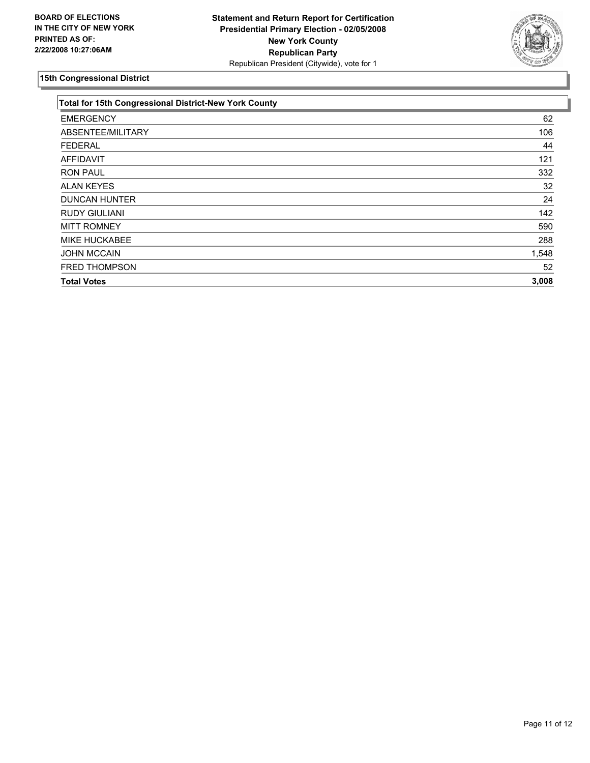BOARD OF ELECTIONS
IN THE CITY OF NEW YORK
PRINTED AS OF:
2/22/2008 10:27:06AM

**Statement and Return Report for Certification**
**Presidential Primary Election - 02/05/2008**
**New York County**
**Republican Party**
Republican President (Citywide), vote for 1

## 15th Congressional District

| Total for 15th Congressional District-New York County | |
|---|---|
| EMERGENCY | 62 |
| ABSENTEE/MILITARY | 106 |
| FEDERAL | 44 |
| AFFIDAVIT | 121 |
| RON PAUL | 332 |
| ALAN KEYES | 32 |
| DUNCAN HUNTER | 24 |
| RUDY GIULIANI | 142 |
| MITT ROMNEY | 590 |
| MIKE HUCKABEE | 288 |
| JOHN MCCAIN | 1,548 |
| FRED THOMPSON | 52 |
| **Total Votes** | **3,008** |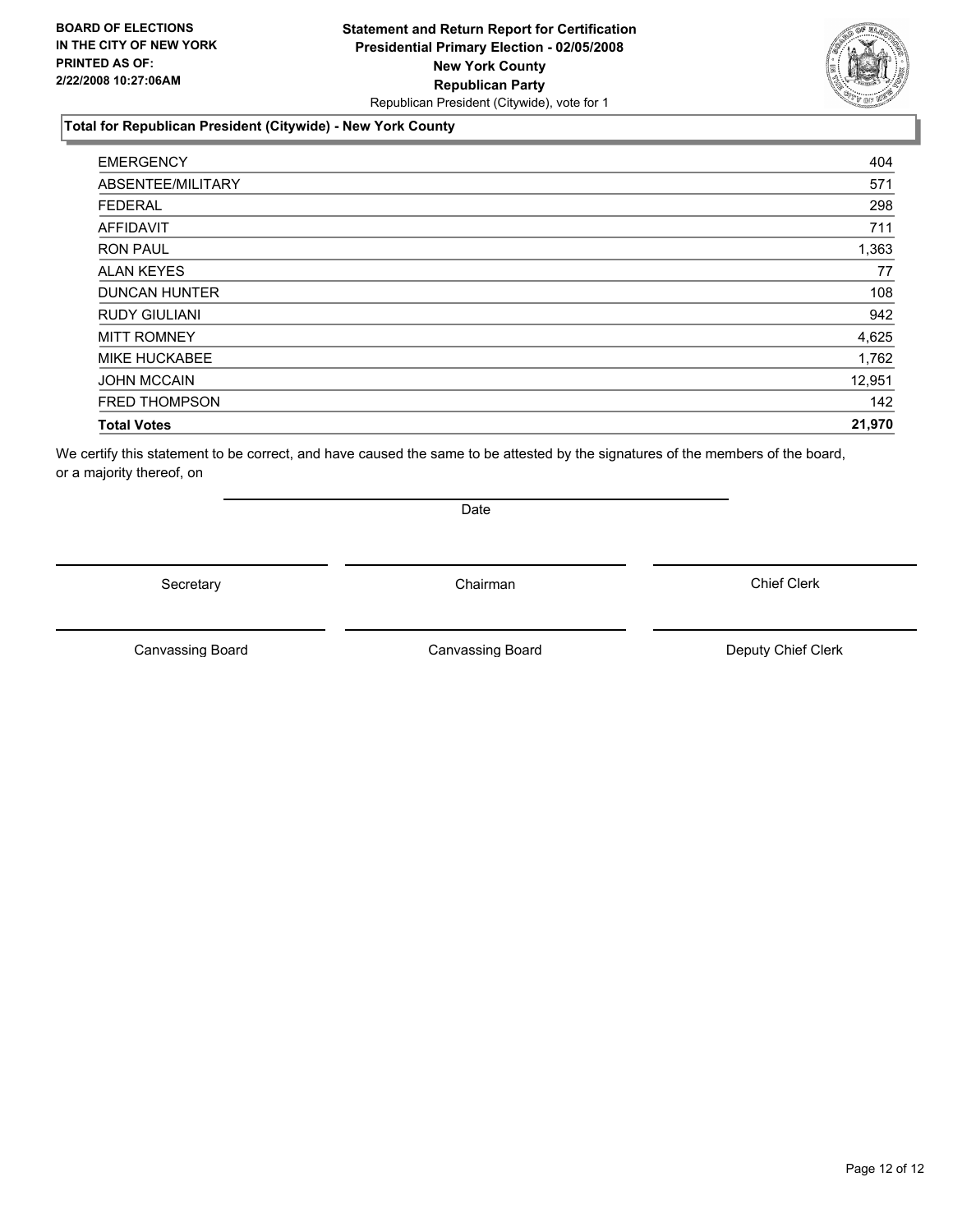**BOARD OF ELECTIONS IN THE CITY OF NEW YORK PRINTED AS OF: 2/22/2008 10:27:06AM**

**Statement and Return Report for Certification Presidential Primary Election - 02/05/2008 New York County Republican Party**

Republican President (Citywide), vote for 1

**Total for Republican President (Citywide) - New York County**

| | |
|---|---|
| EMERGENCY | 404 |
| ABSENTEE/MILITARY | 571 |
| FEDERAL | 298 |
| AFFIDAVIT | 711 |
| RON PAUL | 1,363 |
| ALAN KEYES | 77 |
| DUNCAN HUNTER | 108 |
| RUDY GIULIANI | 942 |
| MITT ROMNEY | 4,625 |
| MIKE HUCKABEE | 1,762 |
| JOHN MCCAIN | 12,951 |
| FRED THOMPSON | 142 |
| **Total Votes** | **21,970** |

We certify this statement to be correct, and have caused the same to be attested by the signatures of the members of the board, or a majority thereof, on

Date

Secretary

Chairman

Chief Clerk

Canvassing Board

Canvassing Board

Deputy Chief Clerk